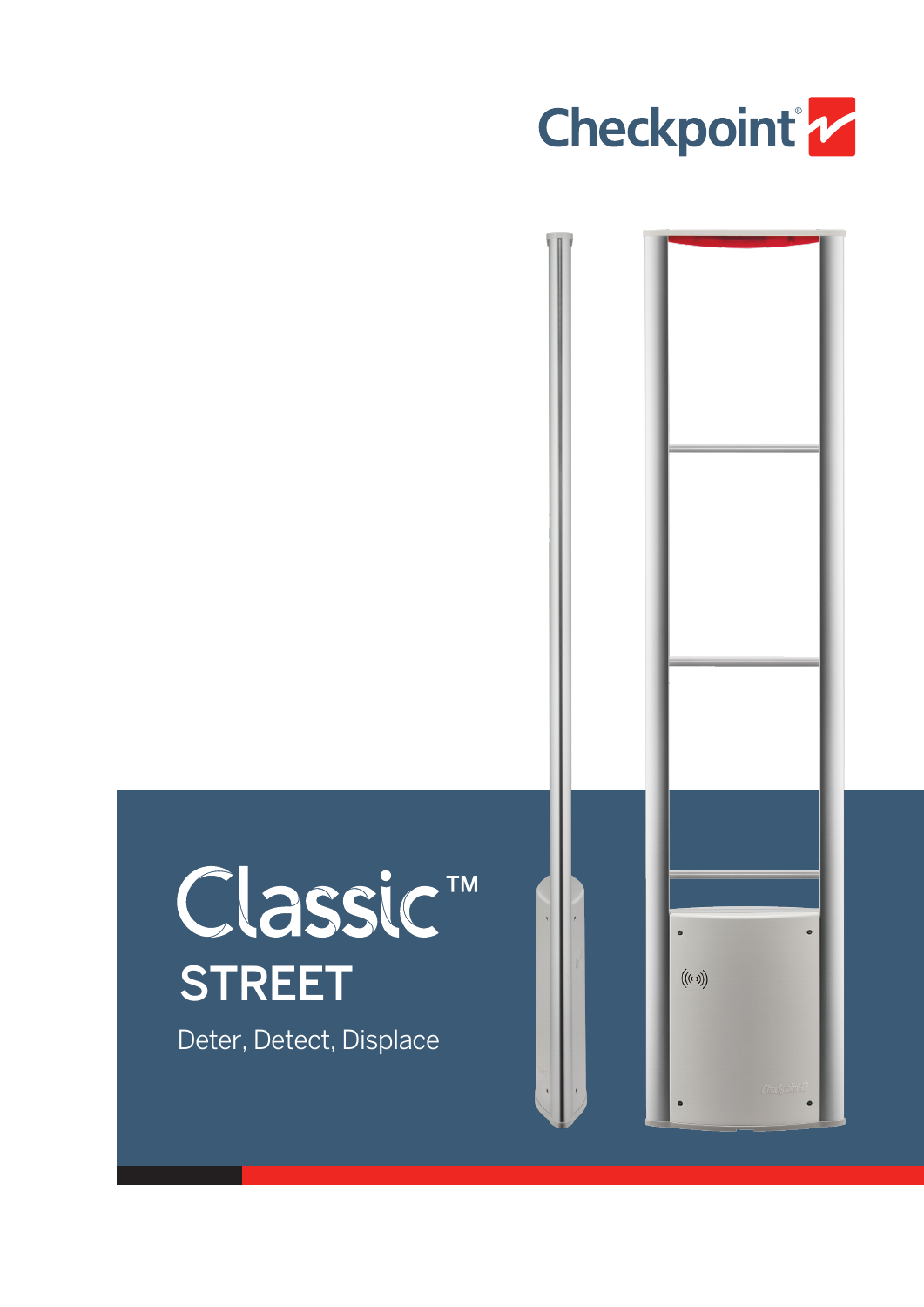Checkpoint®

# Classic™

## STREET

Deter, Detect, Displace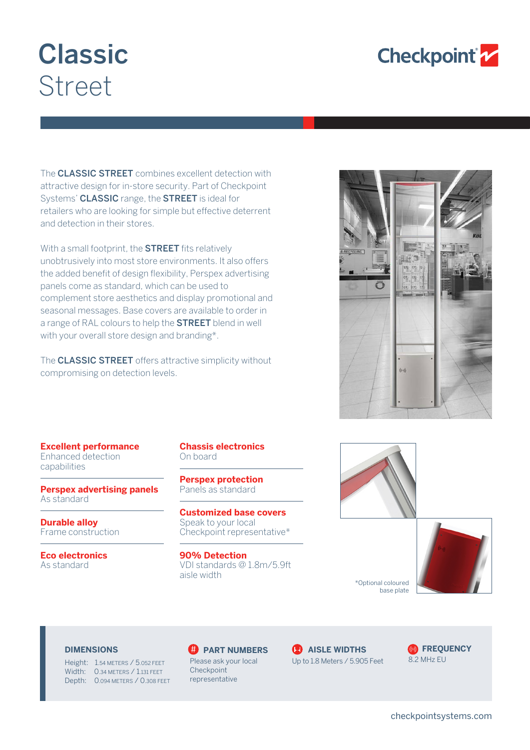# Classic Street

The **CLASSIC STREET** combines excellent detection with attractive design for in-store security. Part of Checkpoint Systems' **CLASSIC** range, the **STREET** is ideal for retailers who are looking for simple but effective deterrent and detection in their stores.

With a small footprint, the **STREET** fits relatively unobtrusively into most store environments. It also offers the added benefit of design flexibility, Perspex advertising panels come as standard, which can be used to complement store aesthetics and display promotional and seasonal messages. Base covers are available to order in a range of RAL colours to help the **STREET** blend in well with your overall store design and branding*.

The **CLASSIC STREET** offers attractive simplicity without compromising on detection levels.

**Excellent performance**
Enhanced detection capabilities

**Perspex advertising panels**
As standard

**Durable alloy**
Frame construction

**Eco electronics**
As standard

**Chassis electronics**
On board

**Perspex protection**
Panels as standard

**Customized base covers**
Speak to your local Checkpoint representative*

**90% Detection**
VDI standards @ 1.8m/5.9ft aisle width

*Optional coloured base plate

### DIMENSIONS

Height: 1.54 METERS / 5.052 FEET
Width: 0.34 METERS / 1.131 FEET
Depth: 0.094 METERS / 0.308 FEET

### PART NUMBERS

Please ask your local Checkpoint representative

### AISLE WIDTHS

Up to 1.8 Meters / 5.905 Feet

### FREQUENCY

8.2 MHz EU

checkpointsystems.com